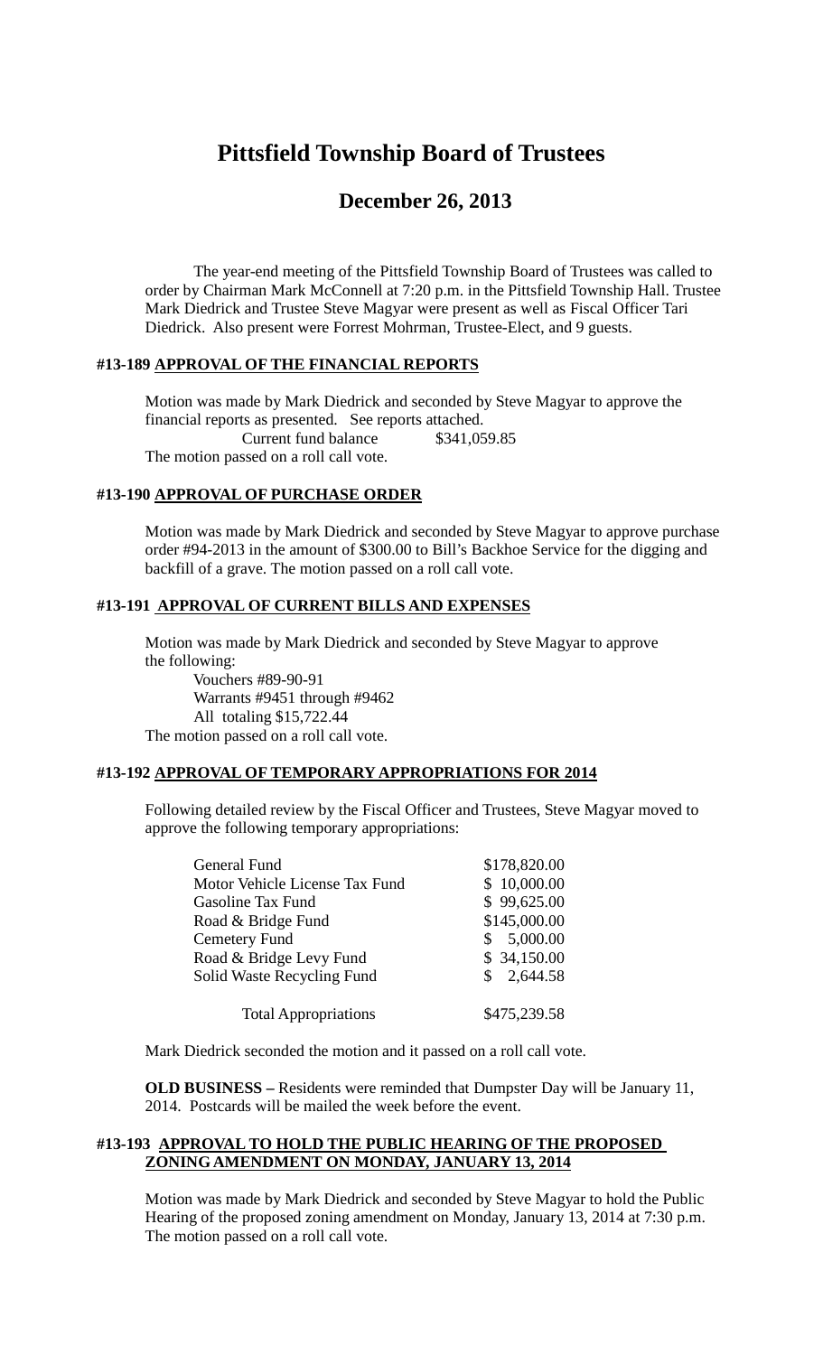# Pittsfield Township Board of Trustees

## December 26, 2013

The year-end meeting of the Pittsfield Township Board of Trustees was called to order by Chairman Mark McConnell at 7:20 p.m. in the Pittsfield Township Hall. Trustee Mark Diedrick and Trustee Steve Magyar were present as well as Fiscal Officer Tari Diedrick. Also present were Forrest Mohrman, Trustee-Elect, and 9 guests.

### #13-189 APPROVAL OF THE FINANCIAL REPORTS

Motion was made by Mark Diedrick and seconded by Steve Magyar to approve the financial reports as presented. See reports attached.

Current fund balance $341,059.85

The motion passed on a roll call vote.

### #13-190 APPROVAL OF PURCHASE ORDER

Motion was made by Mark Diedrick and seconded by Steve Magyar to approve purchase order #94-2013 in the amount of $300.00 to Bill's Backhoe Service for the digging and backfill of a grave. The motion passed on a roll call vote.

### #13-191 APPROVAL OF CURRENT BILLS AND EXPENSES

Motion was made by Mark Diedrick and seconded by Steve Magyar to approve the following:

Vouchers #89-90-91
Warrants #9451 through #9462
All totaling $15,722.44

The motion passed on a roll call vote.

### #13-192 APPROVAL OF TEMPORARY APPROPRIATIONS FOR 2014

Following detailed review by the Fiscal Officer and Trustees, Steve Magyar moved to approve the following temporary appropriations:

| | |
|---|---|
| General Fund | $178,820.00 |
| Motor Vehicle License Tax Fund | $ 10,000.00 |
| Gasoline Tax Fund | $ 99,625.00 |
| Road & Bridge Fund | $145,000.00 |
| Cemetery Fund | $ 5,000.00 |
| Road & Bridge Levy Fund | $ 34,150.00 |
| Solid Waste Recycling Fund | $ 2,644.58 |
| Total Appropriations | $475,239.58 |

Mark Diedrick seconded the motion and it passed on a roll call vote.

**OLD BUSINESS –** Residents were reminded that Dumpster Day will be January 11, 2014. Postcards will be mailed the week before the event.

### #13-193 APPROVAL TO HOLD THE PUBLIC HEARING OF THE PROPOSED ZONING AMENDMENT ON MONDAY, JANUARY 13, 2014

Motion was made by Mark Diedrick and seconded by Steve Magyar to hold the Public Hearing of the proposed zoning amendment on Monday, January 13, 2014 at 7:30 p.m. The motion passed on a roll call vote.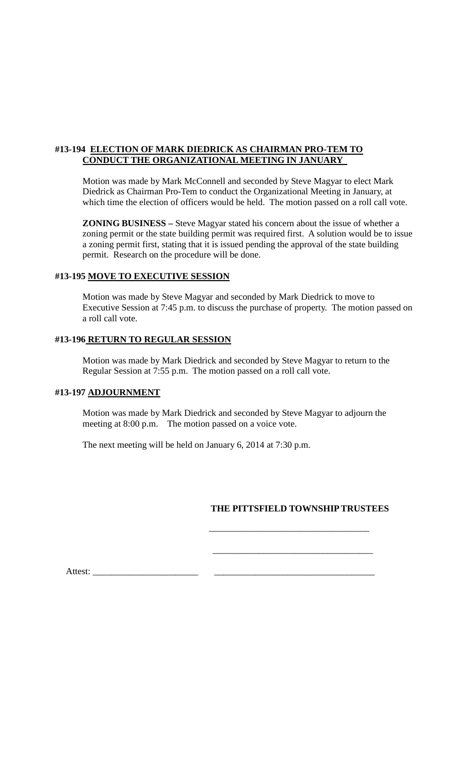**#13-194 ELECTION OF MARK DIEDRICK AS CHAIRMAN PRO-TEM TO CONDUCT THE ORGANIZATIONAL MEETING IN JANUARY**

Motion was made by Mark McConnell and seconded by Steve Magyar to elect Mark Diedrick as Chairman Pro-Tem to conduct the Organizational Meeting in January, at which time the election of officers would be held. The motion passed on a roll call vote.

**ZONING BUSINESS –** Steve Magyar stated his concern about the issue of whether a zoning permit or the state building permit was required first. A solution would be to issue a zoning permit first, stating that it is issued pending the approval of the state building permit. Research on the procedure will be done.

**#13-195 MOVE TO EXECUTIVE SESSION**

Motion was made by Steve Magyar and seconded by Mark Diedrick to move to Executive Session at 7:45 p.m. to discuss the purchase of property. The motion passed on a roll call vote.

**#13-196 RETURN TO REGULAR SESSION**

Motion was made by Mark Diedrick and seconded by Steve Magyar to return to the Regular Session at 7:55 p.m. The motion passed on a roll call vote.

**#13-197 ADJOURNMENT**

Motion was made by Mark Diedrick and seconded by Steve Magyar to adjourn the meeting at 8:00 p.m. The motion passed on a voice vote.

The next meeting will be held on January 6, 2014 at 7:30 p.m.

**THE PITTSFIELD TOWNSHIP TRUSTEES**

___________________________________

___________________________________

Attest: _______________________ ___________________________________